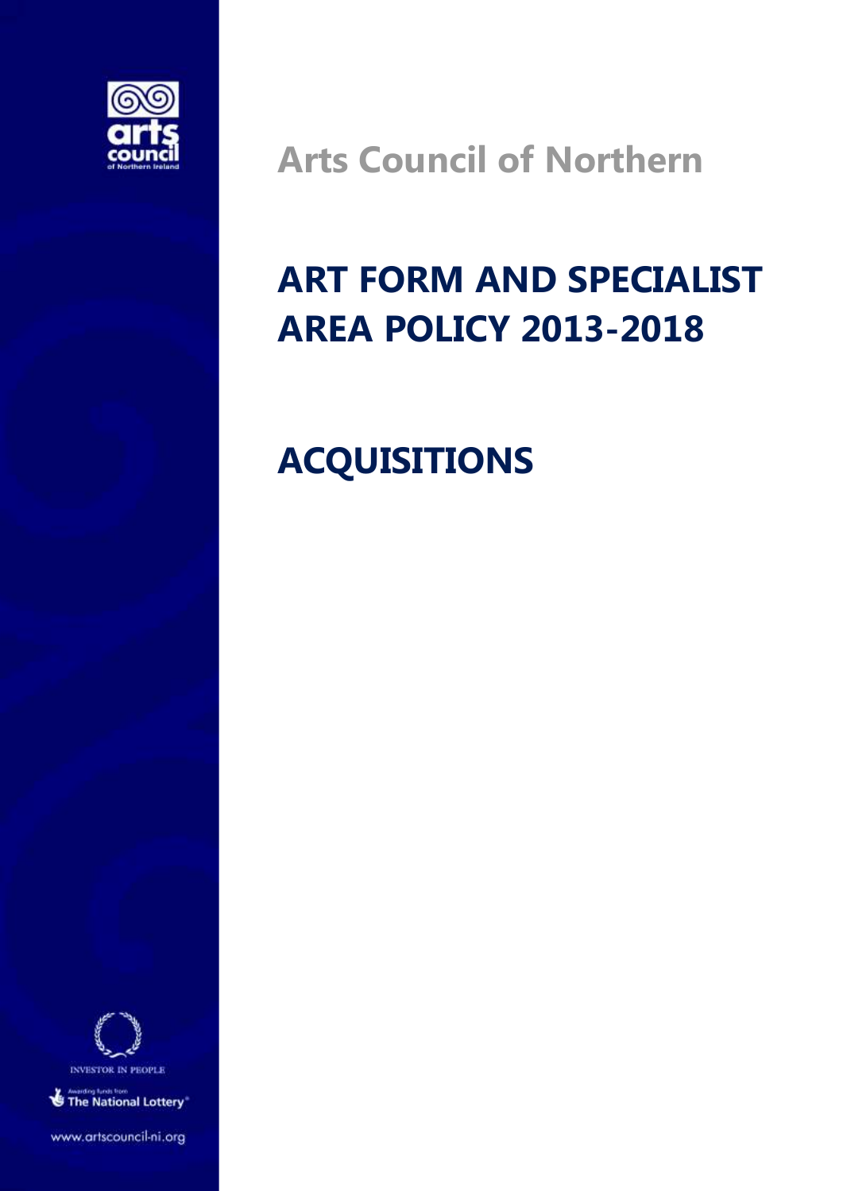Arts Council of Northern

# ART FORM AND SPECIALIST AREA POLICY 2013-2018

# ACQUISITIONS

INVESTOR IN PEOPLE

Awarding funds from The National Lottery

www.artscouncil-ni.org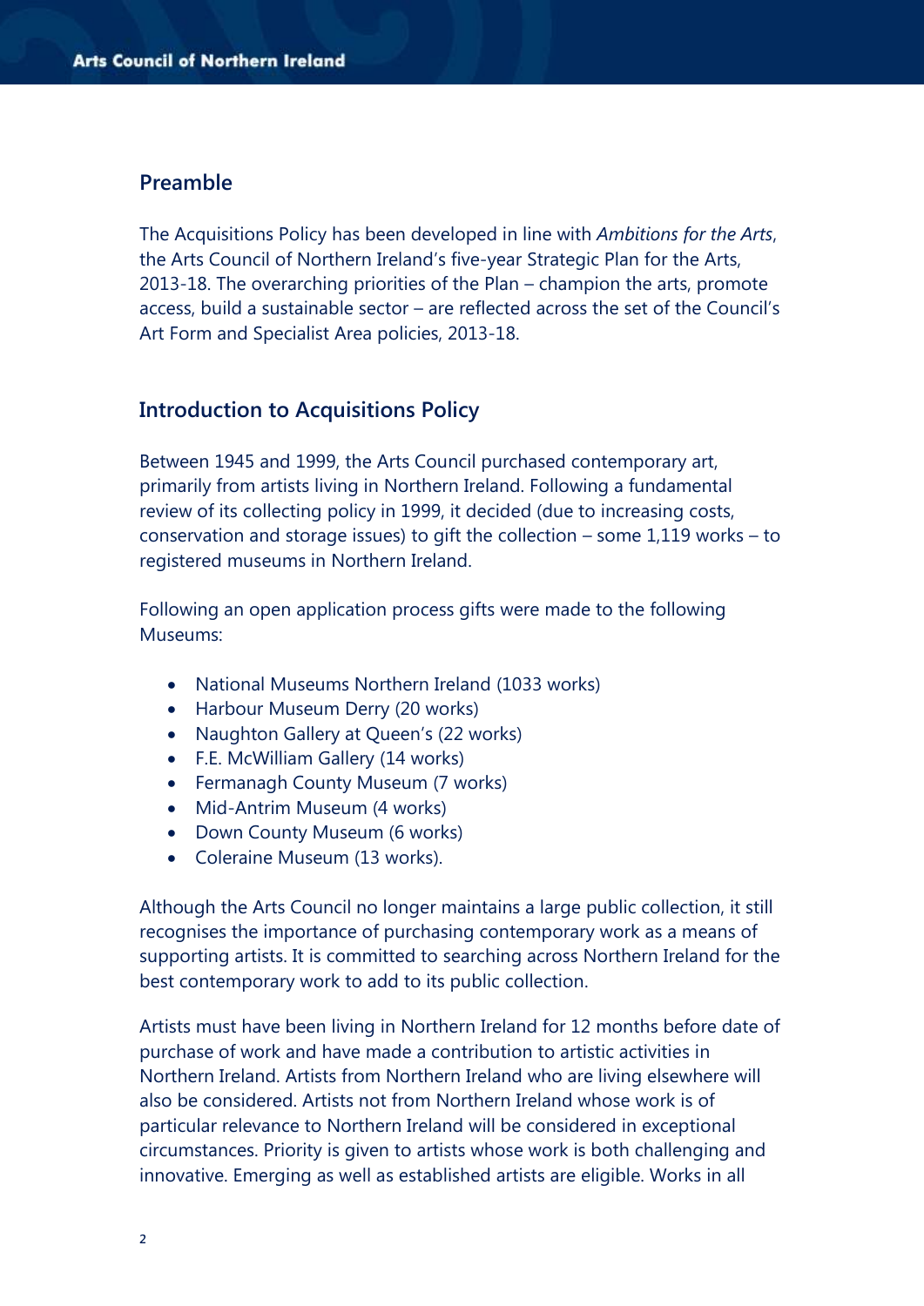## Preamble

The Acquisitions Policy has been developed in line with *Ambitions for the Arts*, the Arts Council of Northern Ireland's five-year Strategic Plan for the Arts, 2013-18. The overarching priorities of the Plan – champion the arts, promote access, build a sustainable sector – are reflected across the set of the Council's Art Form and Specialist Area policies, 2013-18.

## Introduction to Acquisitions Policy

Between 1945 and 1999, the Arts Council purchased contemporary art, primarily from artists living in Northern Ireland. Following a fundamental review of its collecting policy in 1999, it decided (due to increasing costs, conservation and storage issues) to gift the collection – some 1,119 works – to registered museums in Northern Ireland.

Following an open application process gifts were made to the following Museums:

- National Museums Northern Ireland (1033 works)
- Harbour Museum Derry (20 works)
- Naughton Gallery at Queen's (22 works)
- F.E. McWilliam Gallery (14 works)
- Fermanagh County Museum (7 works)
- Mid-Antrim Museum (4 works)
- Down County Museum (6 works)
- Coleraine Museum (13 works).

Although the Arts Council no longer maintains a large public collection, it still recognises the importance of purchasing contemporary work as a means of supporting artists. It is committed to searching across Northern Ireland for the best contemporary work to add to its public collection.

Artists must have been living in Northern Ireland for 12 months before date of purchase of work and have made a contribution to artistic activities in Northern Ireland. Artists from Northern Ireland who are living elsewhere will also be considered. Artists not from Northern Ireland whose work is of particular relevance to Northern Ireland will be considered in exceptional circumstances. Priority is given to artists whose work is both challenging and innovative. Emerging as well as established artists are eligible. Works in all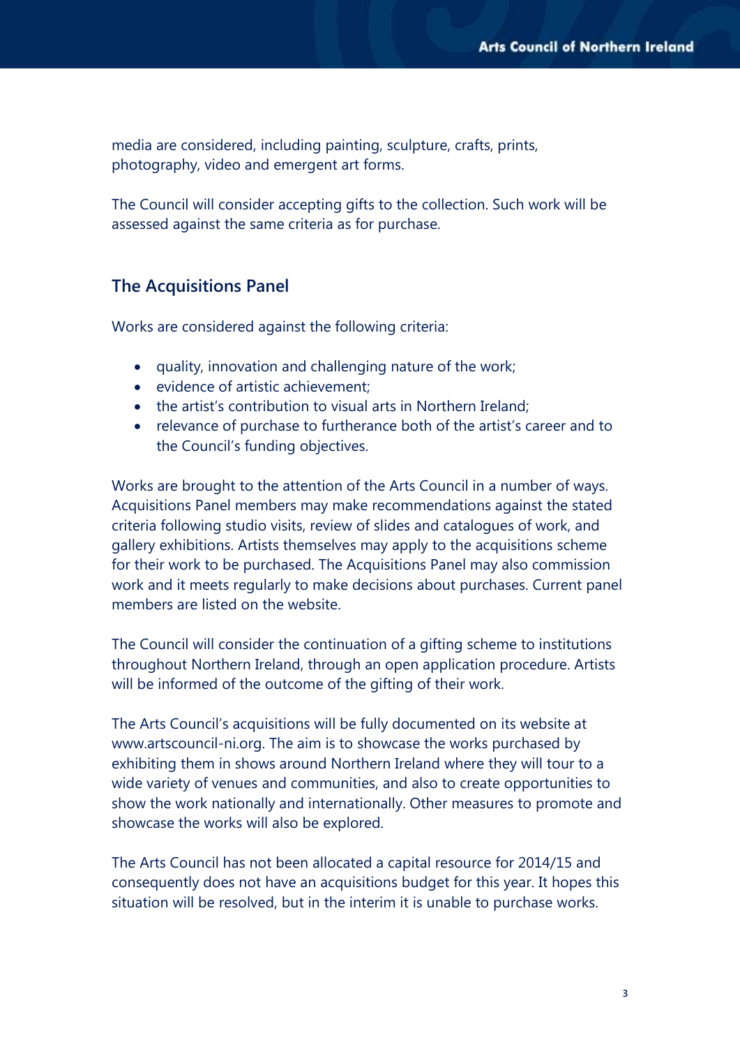media are considered, including painting, sculpture, crafts, prints, photography, video and emergent art forms.

The Council will consider accepting gifts to the collection. Such work will be assessed against the same criteria as for purchase.

## The Acquisitions Panel

Works are considered against the following criteria:

- quality, innovation and challenging nature of the work;
- evidence of artistic achievement;
- the artist's contribution to visual arts in Northern Ireland;
- relevance of purchase to furtherance both of the artist's career and to the Council's funding objectives.

Works are brought to the attention of the Arts Council in a number of ways. Acquisitions Panel members may make recommendations against the stated criteria following studio visits, review of slides and catalogues of work, and gallery exhibitions. Artists themselves may apply to the acquisitions scheme for their work to be purchased. The Acquisitions Panel may also commission work and it meets regularly to make decisions about purchases. Current panel members are listed on the website.

The Council will consider the continuation of a gifting scheme to institutions throughout Northern Ireland, through an open application procedure. Artists will be informed of the outcome of the gifting of their work.

The Arts Council's acquisitions will be fully documented on its website at www.artscouncil-ni.org. The aim is to showcase the works purchased by exhibiting them in shows around Northern Ireland where they will tour to a wide variety of venues and communities, and also to create opportunities to show the work nationally and internationally. Other measures to promote and showcase the works will also be explored.

The Arts Council has not been allocated a capital resource for 2014/15 and consequently does not have an acquisitions budget for this year. It hopes this situation will be resolved, but in the interim it is unable to purchase works.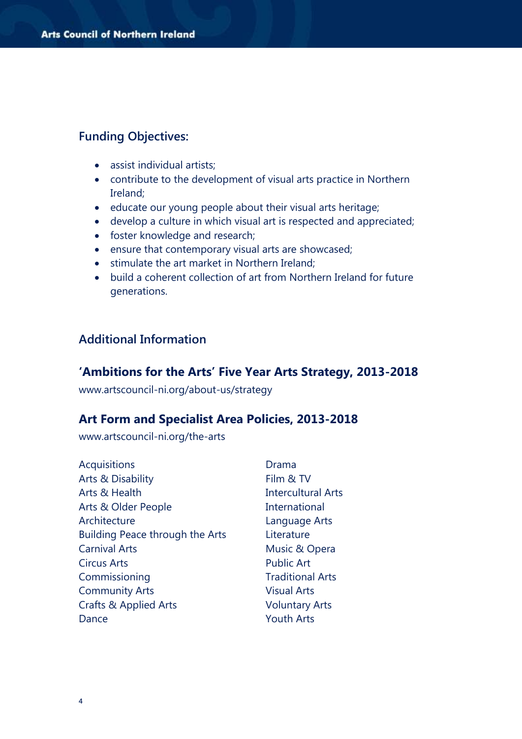## Funding Objectives:

- assist individual artists;
- contribute to the development of visual arts practice in Northern Ireland;
- educate our young people about their visual arts heritage;
- develop a culture in which visual art is respected and appreciated;
- foster knowledge and research;
- ensure that contemporary visual arts are showcased;
- stimulate the art market in Northern Ireland;
- build a coherent collection of art from Northern Ireland for future generations.

## Additional Information

### 'Ambitions for the Arts' Five Year Arts Strategy, 2013-2018

www.artscouncil-ni.org/about-us/strategy

### Art Form and Specialist Area Policies, 2013-2018

www.artscouncil-ni.org/the-arts

Acquisitions
Arts & Disability
Arts & Health
Arts & Older People
Architecture
Building Peace through the Arts
Carnival Arts
Circus Arts
Commissioning
Community Arts
Crafts & Applied Arts
Dance
Drama
Film & TV
Intercultural Arts
International
Language Arts
Literature
Music & Opera
Public Art
Traditional Arts
Visual Arts
Voluntary Arts
Youth Arts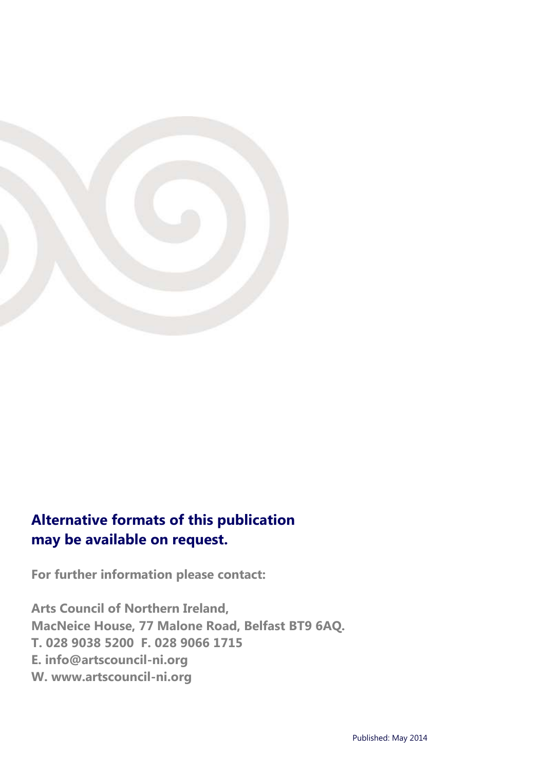## Alternative formats of this publication may be available on request.

**For further information please contact:**

**Arts Council of Northern Ireland,**
**MacNeice House, 77 Malone Road, Belfast BT9 6AQ.**
**T. 028 9038 5200 F. 028 9066 1715**
**E. info@artscouncil-ni.org**
**W. www.artscouncil-ni.org**

Published: May 2014